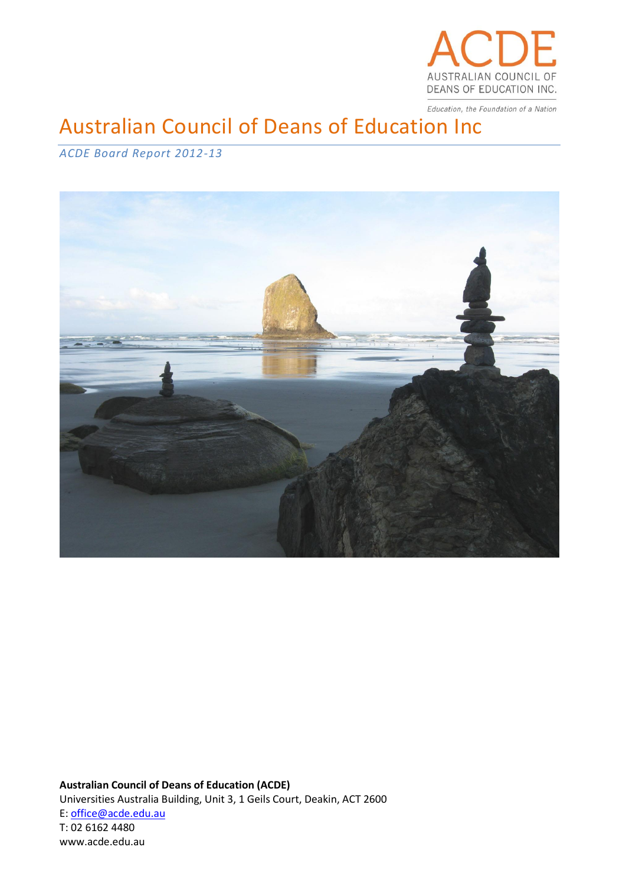ACDE
AUSTRALIAN COUNCIL OF DEANS OF EDUCATION INC.

*Education, the Foundation of a Nation*

# Australian Council of Deans of Education Inc

*ACDE Board Report 2012-13*

**Australian Council of Deans of Education (ACDE)**
Universities Australia Building, Unit 3, 1 Geils Court, Deakin, ACT 2600
E: office@acde.edu.au
T: 02 6162 4480
www.acde.edu.au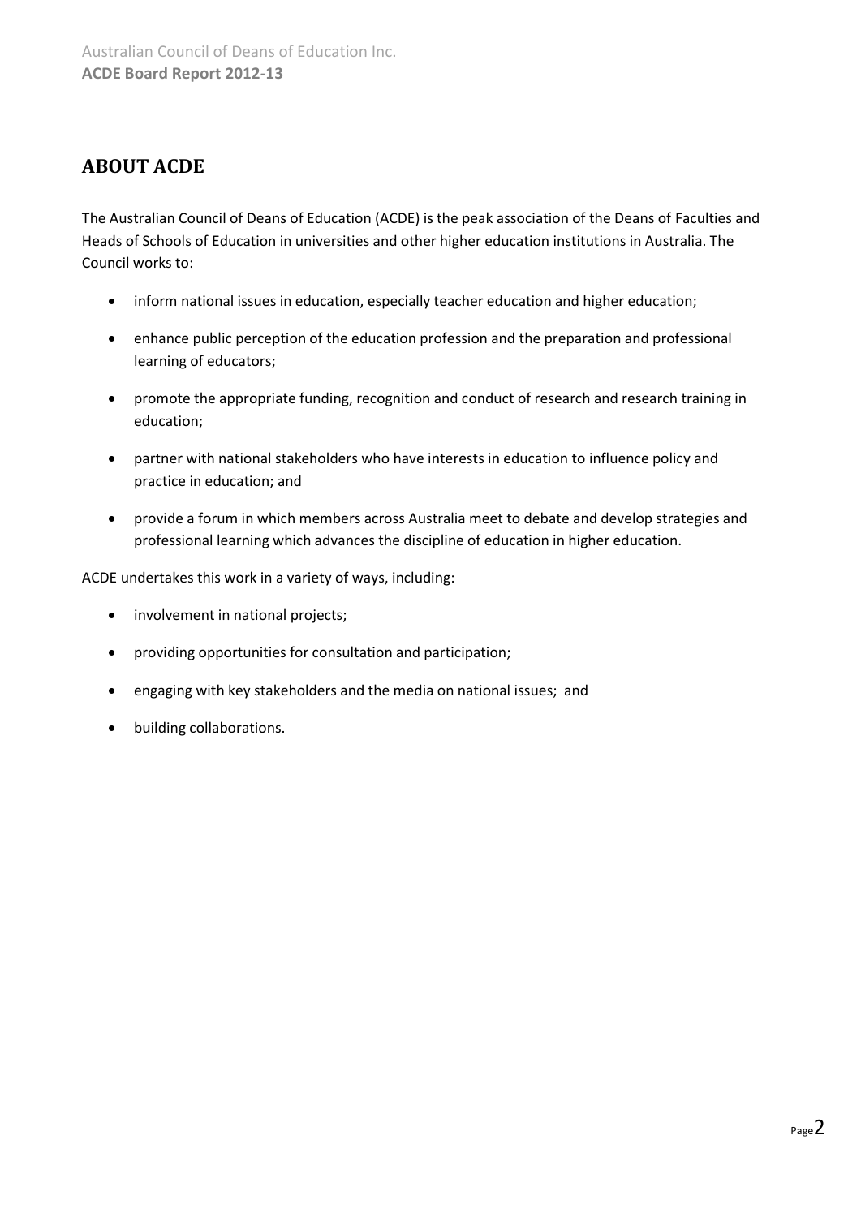## ABOUT ACDE

The Australian Council of Deans of Education (ACDE) is the peak association of the Deans of Faculties and Heads of Schools of Education in universities and other higher education institutions in Australia. The Council works to:

- inform national issues in education, especially teacher education and higher education;
- enhance public perception of the education profession and the preparation and professional learning of educators;
- promote the appropriate funding, recognition and conduct of research and research training in education;
- partner with national stakeholders who have interests in education to influence policy and practice in education; and
- provide a forum in which members across Australia meet to debate and develop strategies and professional learning which advances the discipline of education in higher education.

ACDE undertakes this work in a variety of ways, including:

- involvement in national projects;
- providing opportunities for consultation and participation;
- engaging with key stakeholders and the media on national issues; and
- building collaborations.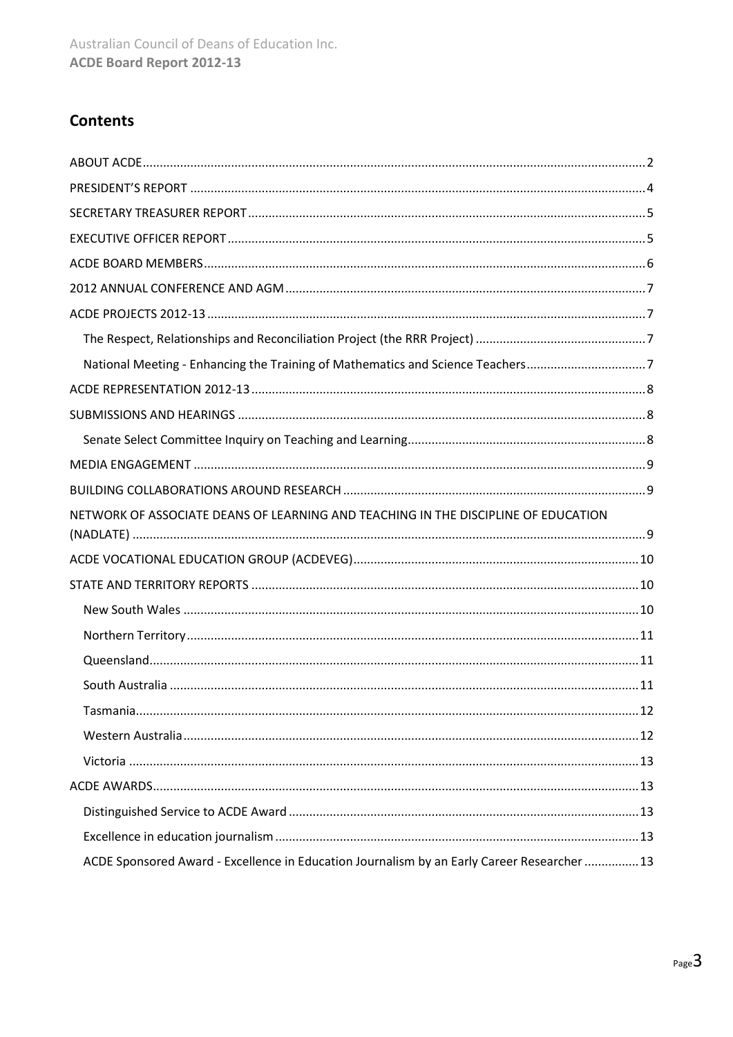## Contents

- ABOUT ACDE .... 2
- PRESIDENT'S REPORT .... 4
- SECRETARY TREASURER REPORT .... 5
- EXECUTIVE OFFICER REPORT .... 5
- ACDE BOARD MEMBERS .... 6
- 2012 ANNUAL CONFERENCE AND AGM .... 7
- ACDE PROJECTS 2012-13 .... 7
  - The Respect, Relationships and Reconciliation Project (the RRR Project) .... 7
  - National Meeting - Enhancing the Training of Mathematics and Science Teachers .... 7
- ACDE REPRESENTATION 2012-13 .... 8
- SUBMISSIONS AND HEARINGS .... 8
  - Senate Select Committee Inquiry on Teaching and Learning .... 8
- MEDIA ENGAGEMENT .... 9
- BUILDING COLLABORATIONS AROUND RESEARCH .... 9
- NETWORK OF ASSOCIATE DEANS OF LEARNING AND TEACHING IN THE DISCIPLINE OF EDUCATION (NADLATE) .... 9
- ACDE VOCATIONAL EDUCATION GROUP (ACDEVEG) .... 10
- STATE AND TERRITORY REPORTS .... 10
  - New South Wales .... 10
  - Northern Territory .... 11
  - Queensland .... 11
  - South Australia .... 11
  - Tasmania .... 12
  - Western Australia .... 12
  - Victoria .... 13
- ACDE AWARDS .... 13
  - Distinguished Service to ACDE Award .... 13
  - Excellence in education journalism .... 13
  - ACDE Sponsored Award - Excellence in Education Journalism by an Early Career Researcher .... 13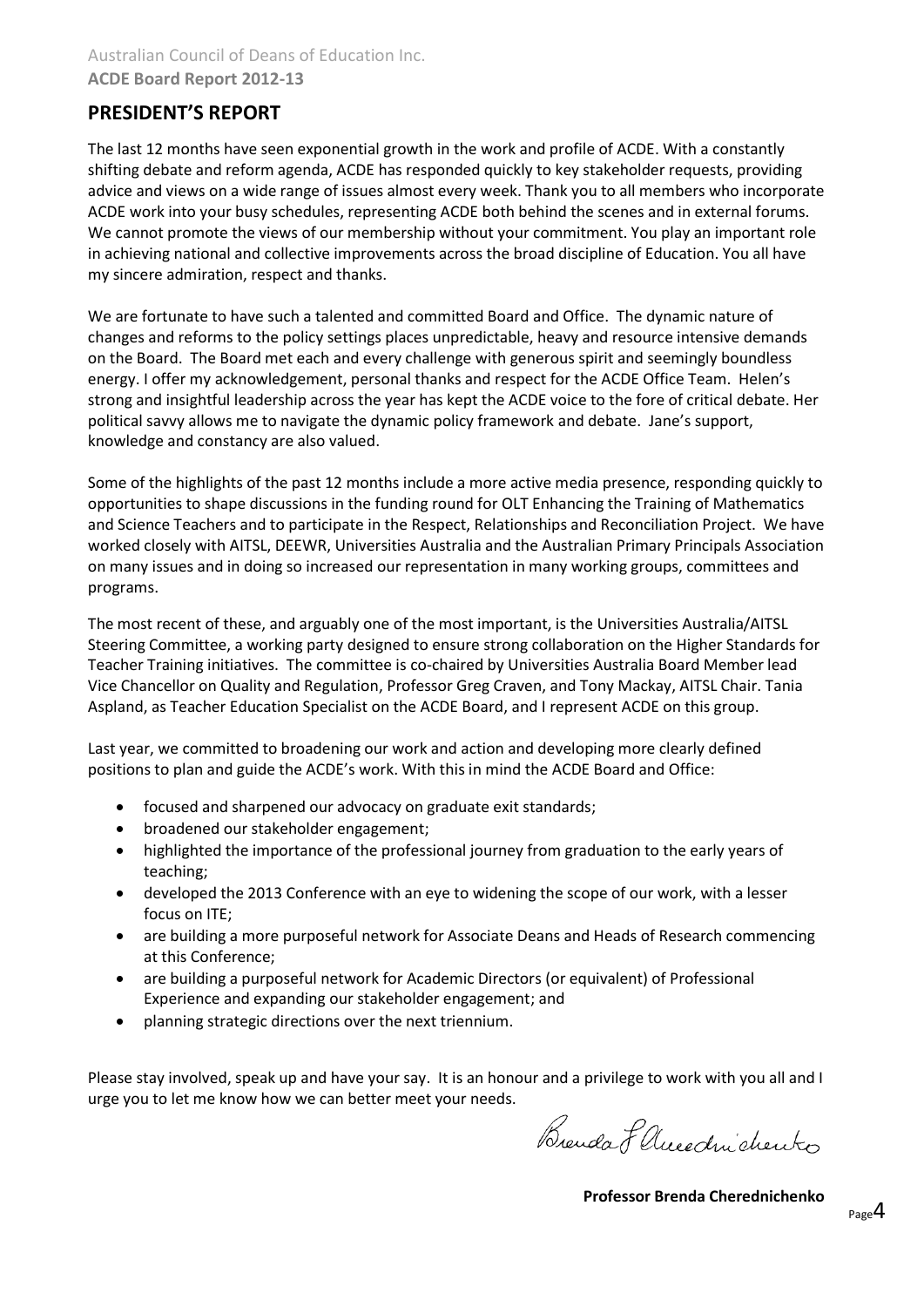## PRESIDENT'S REPORT

The last 12 months have seen exponential growth in the work and profile of ACDE. With a constantly shifting debate and reform agenda, ACDE has responded quickly to key stakeholder requests, providing advice and views on a wide range of issues almost every week. Thank you to all members who incorporate ACDE work into your busy schedules, representing ACDE both behind the scenes and in external forums. We cannot promote the views of our membership without your commitment. You play an important role in achieving national and collective improvements across the broad discipline of Education. You all have my sincere admiration, respect and thanks.

We are fortunate to have such a talented and committed Board and Office. The dynamic nature of changes and reforms to the policy settings places unpredictable, heavy and resource intensive demands on the Board. The Board met each and every challenge with generous spirit and seemingly boundless energy. I offer my acknowledgement, personal thanks and respect for the ACDE Office Team. Helen's strong and insightful leadership across the year has kept the ACDE voice to the fore of critical debate. Her political savvy allows me to navigate the dynamic policy framework and debate. Jane's support, knowledge and constancy are also valued.

Some of the highlights of the past 12 months include a more active media presence, responding quickly to opportunities to shape discussions in the funding round for OLT Enhancing the Training of Mathematics and Science Teachers and to participate in the Respect, Relationships and Reconciliation Project. We have worked closely with AITSL, DEEWR, Universities Australia and the Australian Primary Principals Association on many issues and in doing so increased our representation in many working groups, committees and programs.

The most recent of these, and arguably one of the most important, is the Universities Australia/AITSL Steering Committee, a working party designed to ensure strong collaboration on the Higher Standards for Teacher Training initiatives. The committee is co-chaired by Universities Australia Board Member lead Vice Chancellor on Quality and Regulation, Professor Greg Craven, and Tony Mackay, AITSL Chair. Tania Aspland, as Teacher Education Specialist on the ACDE Board, and I represent ACDE on this group.

Last year, we committed to broadening our work and action and developing more clearly defined positions to plan and guide the ACDE's work. With this in mind the ACDE Board and Office:

- focused and sharpened our advocacy on graduate exit standards;
- broadened our stakeholder engagement;
- highlighted the importance of the professional journey from graduation to the early years of teaching;
- developed the 2013 Conference with an eye to widening the scope of our work, with a lesser focus on ITE;
- are building a more purposeful network for Associate Deans and Heads of Research commencing at this Conference;
- are building a purposeful network for Academic Directors (or equivalent) of Professional Experience and expanding our stakeholder engagement; and
- planning strategic directions over the next triennium.

Please stay involved, speak up and have your say. It is an honour and a privilege to work with you all and I urge you to let me know how we can better meet your needs.

Brenda L Cherednichenko

**Professor Brenda Cherednichenko**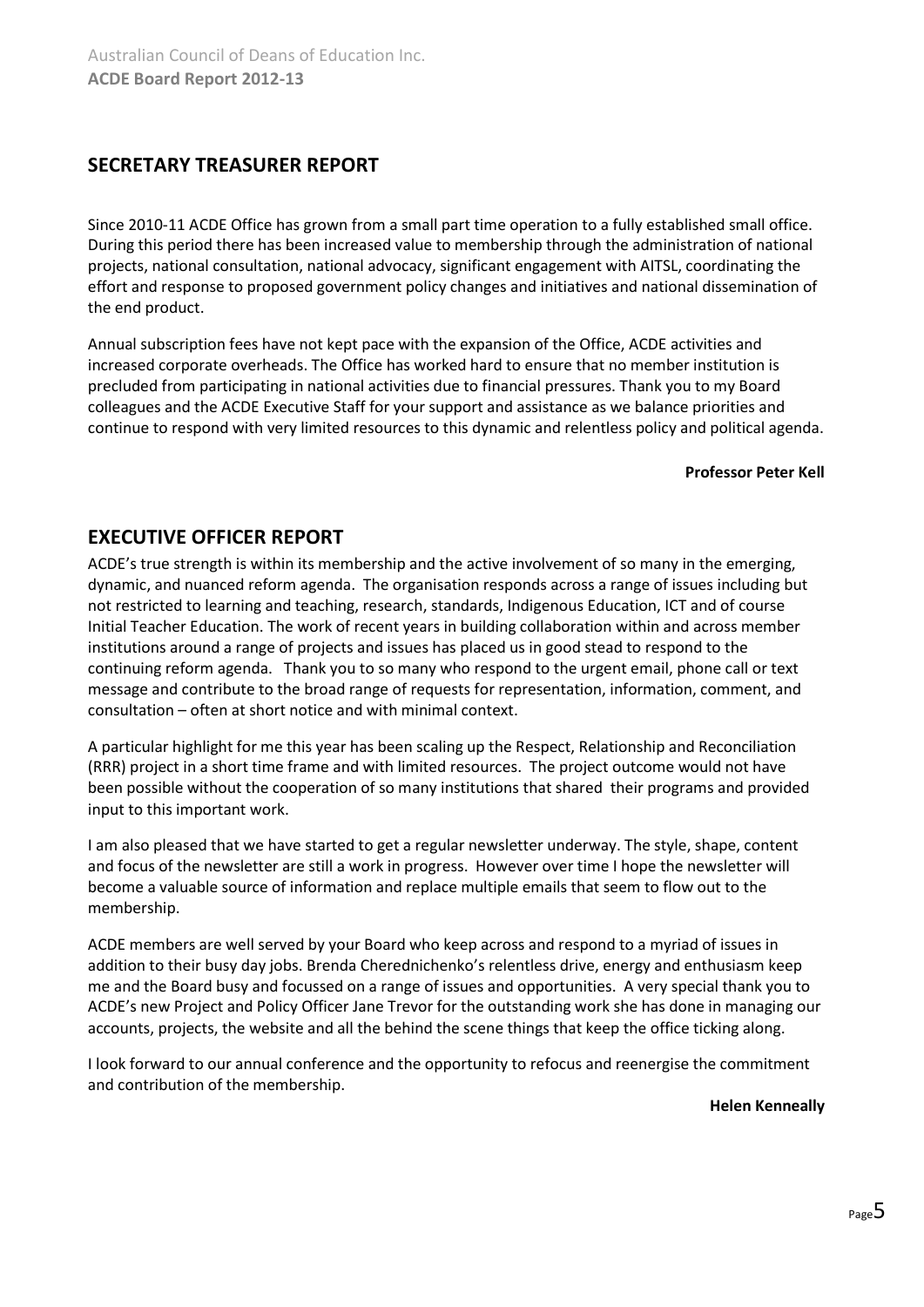## SECRETARY TREASURER REPORT

Since 2010-11 ACDE Office has grown from a small part time operation to a fully established small office. During this period there has been increased value to membership through the administration of national projects, national consultation, national advocacy, significant engagement with AITSL, coordinating the effort and response to proposed government policy changes and initiatives and national dissemination of the end product.

Annual subscription fees have not kept pace with the expansion of the Office, ACDE activities and increased corporate overheads. The Office has worked hard to ensure that no member institution is precluded from participating in national activities due to financial pressures. Thank you to my Board colleagues and the ACDE Executive Staff for your support and assistance as we balance priorities and continue to respond with very limited resources to this dynamic and relentless policy and political agenda.

**Professor Peter Kell**

## EXECUTIVE OFFICER REPORT

ACDE's true strength is within its membership and the active involvement of so many in the emerging, dynamic, and nuanced reform agenda. The organisation responds across a range of issues including but not restricted to learning and teaching, research, standards, Indigenous Education, ICT and of course Initial Teacher Education. The work of recent years in building collaboration within and across member institutions around a range of projects and issues has placed us in good stead to respond to the continuing reform agenda. Thank you to so many who respond to the urgent email, phone call or text message and contribute to the broad range of requests for representation, information, comment, and consultation – often at short notice and with minimal context.

A particular highlight for me this year has been scaling up the Respect, Relationship and Reconciliation (RRR) project in a short time frame and with limited resources. The project outcome would not have been possible without the cooperation of so many institutions that shared their programs and provided input to this important work.

I am also pleased that we have started to get a regular newsletter underway. The style, shape, content and focus of the newsletter are still a work in progress. However over time I hope the newsletter will become a valuable source of information and replace multiple emails that seem to flow out to the membership.

ACDE members are well served by your Board who keep across and respond to a myriad of issues in addition to their busy day jobs. Brenda Cherednichenko's relentless drive, energy and enthusiasm keep me and the Board busy and focussed on a range of issues and opportunities. A very special thank you to ACDE's new Project and Policy Officer Jane Trevor for the outstanding work she has done in managing our accounts, projects, the website and all the behind the scene things that keep the office ticking along.

I look forward to our annual conference and the opportunity to refocus and reenergise the commitment and contribution of the membership.

**Helen Kenneally**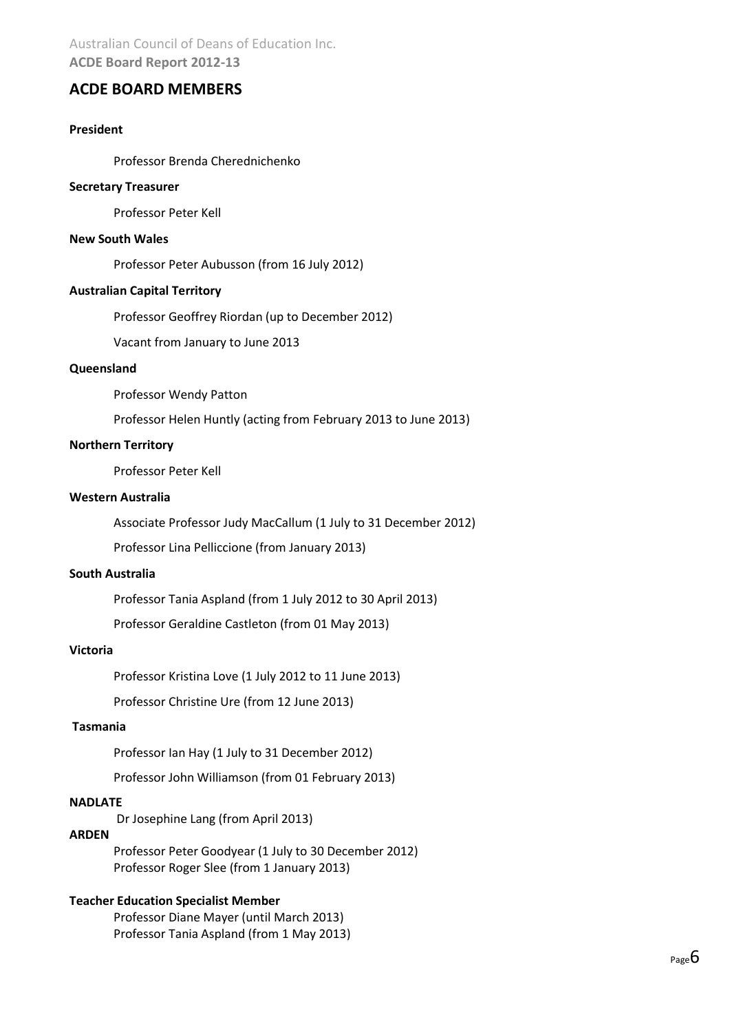## ACDE BOARD MEMBERS

**President**

Professor Brenda Cherednichenko

**Secretary Treasurer**

Professor Peter Kell

**New South Wales**

Professor Peter Aubusson (from 16 July 2012)

**Australian Capital Territory**

Professor Geoffrey Riordan (up to December 2012)

Vacant from January to June 2013

**Queensland**

Professor Wendy Patton

Professor Helen Huntly (acting from February 2013 to June 2013)

**Northern Territory**

Professor Peter Kell

**Western Australia**

Associate Professor Judy MacCallum (1 July to 31 December 2012)

Professor Lina Pelliccione (from January 2013)

**South Australia**

Professor Tania Aspland (from 1 July 2012 to 30 April 2013)

Professor Geraldine Castleton (from 01 May 2013)

**Victoria**

Professor Kristina Love (1 July 2012 to 11 June 2013)

Professor Christine Ure (from 12 June 2013)

**Tasmania**

Professor Ian Hay (1 July to 31 December 2012)

Professor John Williamson (from 01 February 2013)

**NADLATE**

Dr Josephine Lang (from April 2013)

**ARDEN**

Professor Peter Goodyear (1 July to 30 December 2012)
Professor Roger Slee (from 1 January 2013)

**Teacher Education Specialist Member**

Professor Diane Mayer (until March 2013)
Professor Tania Aspland (from 1 May 2013)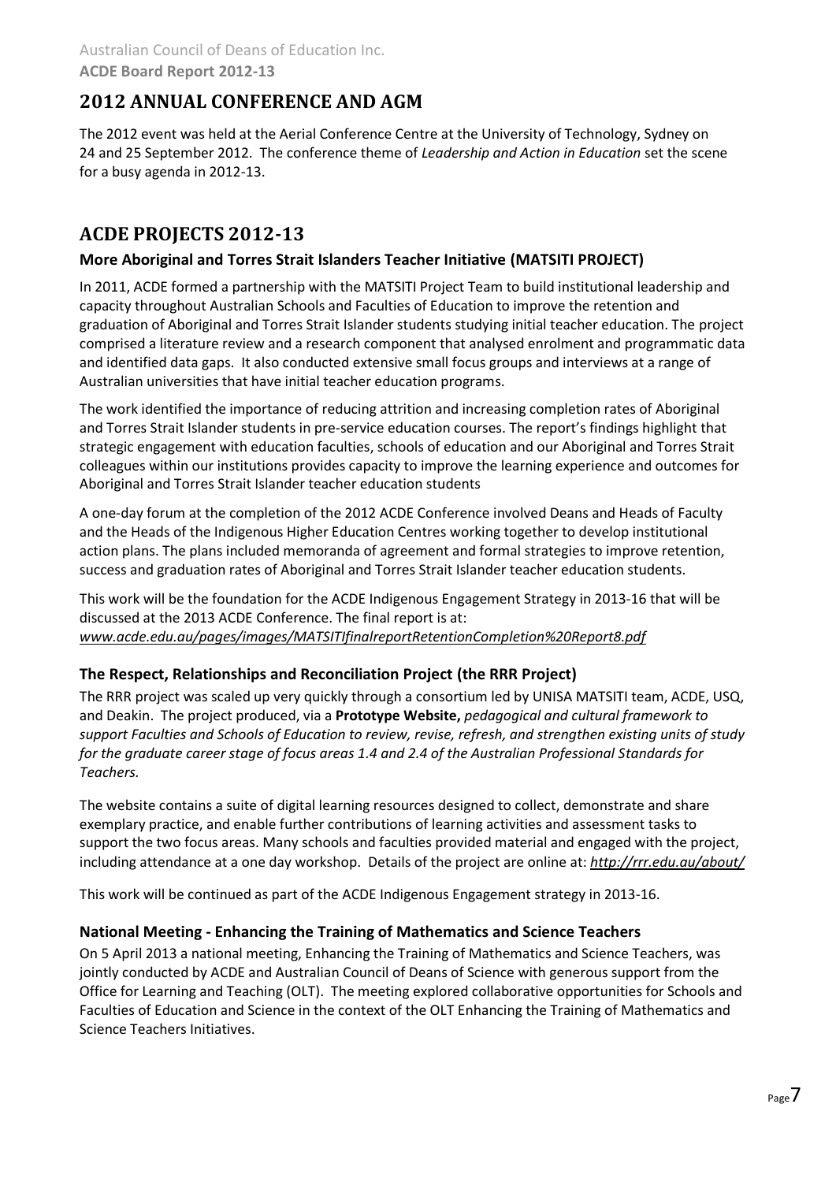## 2012 ANNUAL CONFERENCE AND AGM

The 2012 event was held at the Aerial Conference Centre at the University of Technology, Sydney on 24 and 25 September 2012. The conference theme of *Leadership and Action in Education* set the scene for a busy agenda in 2012-13.

## ACDE PROJECTS 2012-13

### More Aboriginal and Torres Strait Islanders Teacher Initiative (MATSITI PROJECT)

In 2011, ACDE formed a partnership with the MATSITI Project Team to build institutional leadership and capacity throughout Australian Schools and Faculties of Education to improve the retention and graduation of Aboriginal and Torres Strait Islander students studying initial teacher education. The project comprised a literature review and a research component that analysed enrolment and programmatic data and identified data gaps. It also conducted extensive small focus groups and interviews at a range of Australian universities that have initial teacher education programs.

The work identified the importance of reducing attrition and increasing completion rates of Aboriginal and Torres Strait Islander students in pre-service education courses. The report's findings highlight that strategic engagement with education faculties, schools of education and our Aboriginal and Torres Strait colleagues within our institutions provides capacity to improve the learning experience and outcomes for Aboriginal and Torres Strait Islander teacher education students

A one-day forum at the completion of the 2012 ACDE Conference involved Deans and Heads of Faculty and the Heads of the Indigenous Higher Education Centres working together to develop institutional action plans. The plans included memoranda of agreement and formal strategies to improve retention, success and graduation rates of Aboriginal and Torres Strait Islander teacher education students.

This work will be the foundation for the ACDE Indigenous Engagement Strategy in 2013-16 that will be discussed at the 2013 ACDE Conference. The final report is at:
*www.acde.edu.au/pages/images/MATSITIfinalreportRetentionCompletion%20Report8.pdf*

### The Respect, Relationships and Reconciliation Project (the RRR Project)

The RRR project was scaled up very quickly through a consortium led by UNISA MATSITI team, ACDE, USQ, and Deakin. The project produced, via a **Prototype Website,** *pedagogical and cultural framework to support Faculties and Schools of Education to review, revise, refresh, and strengthen existing units of study for the graduate career stage of focus areas 1.4 and 2.4 of the Australian Professional Standards for Teachers.*

The website contains a suite of digital learning resources designed to collect, demonstrate and share exemplary practice, and enable further contributions of learning activities and assessment tasks to support the two focus areas. Many schools and faculties provided material and engaged with the project, including attendance at a one day workshop. Details of the project are online at: ***http://rrr.edu.au/about/***

This work will be continued as part of the ACDE Indigenous Engagement strategy in 2013-16.

### National Meeting - Enhancing the Training of Mathematics and Science Teachers

On 5 April 2013 a national meeting, Enhancing the Training of Mathematics and Science Teachers, was jointly conducted by ACDE and Australian Council of Deans of Science with generous support from the Office for Learning and Teaching (OLT). The meeting explored collaborative opportunities for Schools and Faculties of Education and Science in the context of the OLT Enhancing the Training of Mathematics and Science Teachers Initiatives.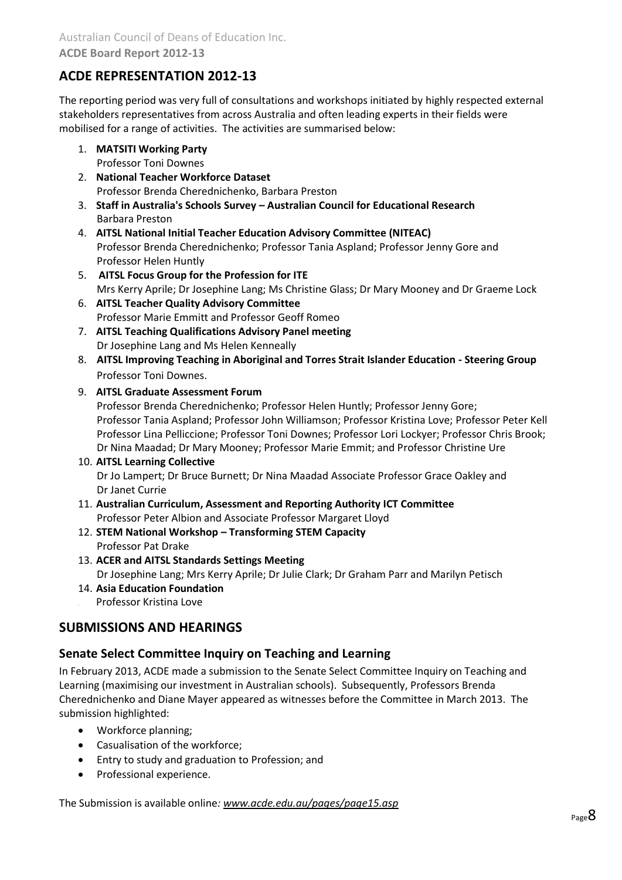## ACDE REPRESENTATION 2012-13

The reporting period was very full of consultations and workshops initiated by highly respected external stakeholders representatives from across Australia and often leading experts in their fields were mobilised for a range of activities. The activities are summarised below:

1. **MATSITI Working Party**
   Professor Toni Downes
2. **National Teacher Workforce Dataset**
   Professor Brenda Cherednichenko, Barbara Preston
3. **Staff in Australia's Schools Survey – Australian Council for Educational Research**
   Barbara Preston
4. **AITSL National Initial Teacher Education Advisory Committee (NITEAC)**
   Professor Brenda Cherednichenko; Professor Tania Aspland; Professor Jenny Gore and Professor Helen Huntly
5. **AITSL Focus Group for the Profession for ITE**
   Mrs Kerry Aprile; Dr Josephine Lang; Ms Christine Glass; Dr Mary Mooney and Dr Graeme Lock
6. **AITSL Teacher Quality Advisory Committee**
   Professor Marie Emmitt and Professor Geoff Romeo
7. **AITSL Teaching Qualifications Advisory Panel meeting**
   Dr Josephine Lang and Ms Helen Kenneally
8. **AITSL Improving Teaching in Aboriginal and Torres Strait Islander Education - Steering Group**
   Professor Toni Downes.
9. **AITSL Graduate Assessment Forum**
   Professor Brenda Cherednichenko; Professor Helen Huntly; Professor Jenny Gore; Professor Tania Aspland; Professor John Williamson; Professor Kristina Love; Professor Peter Kell Professor Lina Pelliccione; Professor Toni Downes; Professor Lori Lockyer; Professor Chris Brook; Dr Nina Maadad; Dr Mary Mooney; Professor Marie Emmit; and Professor Christine Ure
10. **AITSL Learning Collective**
    Dr Jo Lampert; Dr Bruce Burnett; Dr Nina Maadad Associate Professor Grace Oakley and Dr Janet Currie
11. **Australian Curriculum, Assessment and Reporting Authority ICT Committee**
    Professor Peter Albion and Associate Professor Margaret Lloyd
12. **STEM National Workshop – Transforming STEM Capacity**
    Professor Pat Drake
13. **ACER and AITSL Standards Settings Meeting**
    Dr Josephine Lang; Mrs Kerry Aprile; Dr Julie Clark; Dr Graham Parr and Marilyn Petisch
14. **Asia Education Foundation**
    Professor Kristina Love

## SUBMISSIONS AND HEARINGS

### Senate Select Committee Inquiry on Teaching and Learning

In February 2013, ACDE made a submission to the Senate Select Committee Inquiry on Teaching and Learning (maximising our investment in Australian schools). Subsequently, Professors Brenda Cherednichenko and Diane Mayer appeared as witnesses before the Committee in March 2013. The submission highlighted:

- Workforce planning;
- Casualisation of the workforce;
- Entry to study and graduation to Profession; and
- Professional experience.

The Submission is available online*: [www.acde.edu.au/pages/page15.asp](www.acde.edu.au/pages/page15.asp)*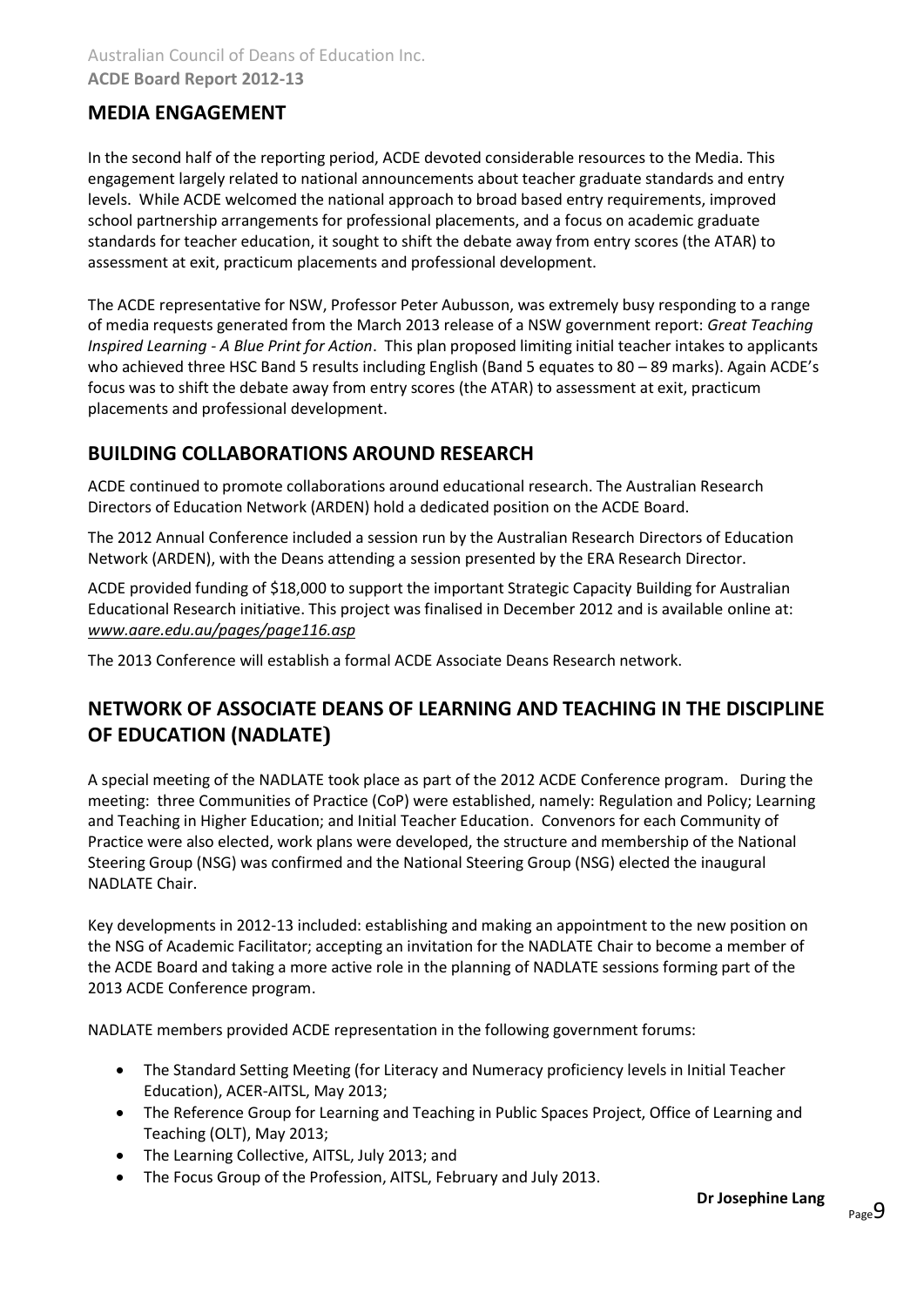## MEDIA ENGAGEMENT

In the second half of the reporting period, ACDE devoted considerable resources to the Media. This engagement largely related to national announcements about teacher graduate standards and entry levels. While ACDE welcomed the national approach to broad based entry requirements, improved school partnership arrangements for professional placements, and a focus on academic graduate standards for teacher education, it sought to shift the debate away from entry scores (the ATAR) to assessment at exit, practicum placements and professional development.

The ACDE representative for NSW, Professor Peter Aubusson, was extremely busy responding to a range of media requests generated from the March 2013 release of a NSW government report: *Great Teaching Inspired Learning - A Blue Print for Action*. This plan proposed limiting initial teacher intakes to applicants who achieved three HSC Band 5 results including English (Band 5 equates to 80 – 89 marks). Again ACDE's focus was to shift the debate away from entry scores (the ATAR) to assessment at exit, practicum placements and professional development.

## BUILDING COLLABORATIONS AROUND RESEARCH

ACDE continued to promote collaborations around educational research. The Australian Research Directors of Education Network (ARDEN) hold a dedicated position on the ACDE Board.

The 2012 Annual Conference included a session run by the Australian Research Directors of Education Network (ARDEN), with the Deans attending a session presented by the ERA Research Director.

ACDE provided funding of $18,000 to support the important Strategic Capacity Building for Australian Educational Research initiative. This project was finalised in December 2012 and is available online at: *www.aare.edu.au/pages/page116.asp*

The 2013 Conference will establish a formal ACDE Associate Deans Research network.

## NETWORK OF ASSOCIATE DEANS OF LEARNING AND TEACHING IN THE DISCIPLINE OF EDUCATION (NADLATE)

A special meeting of the NADLATE took place as part of the 2012 ACDE Conference program. During the meeting: three Communities of Practice (CoP) were established, namely: Regulation and Policy; Learning and Teaching in Higher Education; and Initial Teacher Education. Convenors for each Community of Practice were also elected, work plans were developed, the structure and membership of the National Steering Group (NSG) was confirmed and the National Steering Group (NSG) elected the inaugural NADLATE Chair.

Key developments in 2012-13 included: establishing and making an appointment to the new position on the NSG of Academic Facilitator; accepting an invitation for the NADLATE Chair to become a member of the ACDE Board and taking a more active role in the planning of NADLATE sessions forming part of the 2013 ACDE Conference program.

NADLATE members provided ACDE representation in the following government forums:

- The Standard Setting Meeting (for Literacy and Numeracy proficiency levels in Initial Teacher Education), ACER-AITSL, May 2013;
- The Reference Group for Learning and Teaching in Public Spaces Project, Office of Learning and Teaching (OLT), May 2013;
- The Learning Collective, AITSL, July 2013; and
- The Focus Group of the Profession, AITSL, February and July 2013.

**Dr Josephine Lang**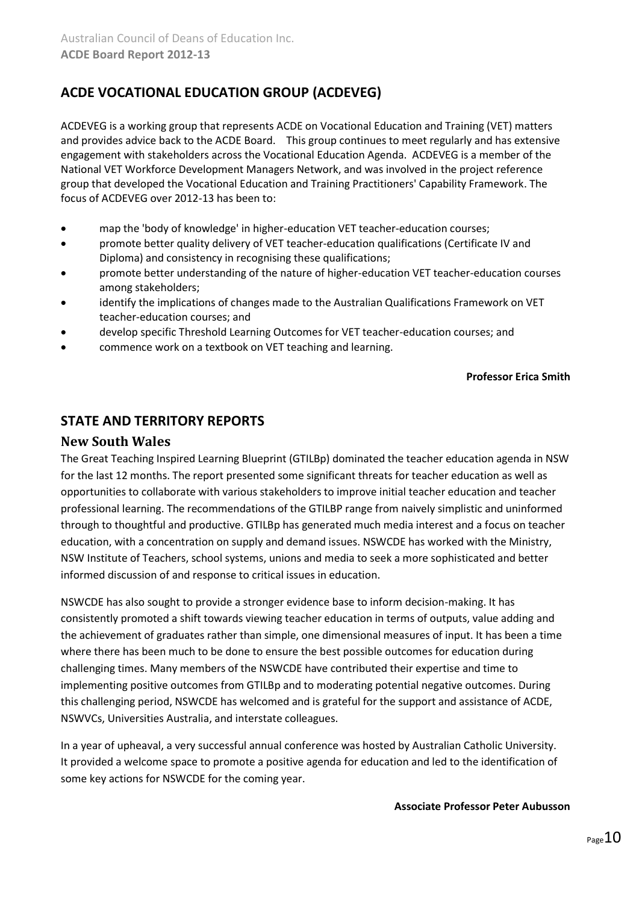## ACDE VOCATIONAL EDUCATION GROUP (ACDEVEG)

ACDEVEG is a working group that represents ACDE on Vocational Education and Training (VET) matters and provides advice back to the ACDE Board. This group continues to meet regularly and has extensive engagement with stakeholders across the Vocational Education Agenda. ACDEVEG is a member of the National VET Workforce Development Managers Network, and was involved in the project reference group that developed the Vocational Education and Training Practitioners' Capability Framework. The focus of ACDEVEG over 2012-13 has been to:

- map the 'body of knowledge' in higher-education VET teacher-education courses;
- promote better quality delivery of VET teacher-education qualifications (Certificate IV and Diploma) and consistency in recognising these qualifications;
- promote better understanding of the nature of higher-education VET teacher-education courses among stakeholders;
- identify the implications of changes made to the Australian Qualifications Framework on VET teacher-education courses; and
- develop specific Threshold Learning Outcomes for VET teacher-education courses; and
- commence work on a textbook on VET teaching and learning.

**Professor Erica Smith**

## STATE AND TERRITORY REPORTS

### New South Wales

The Great Teaching Inspired Learning Blueprint (GTILBp) dominated the teacher education agenda in NSW for the last 12 months. The report presented some significant threats for teacher education as well as opportunities to collaborate with various stakeholders to improve initial teacher education and teacher professional learning. The recommendations of the GTILBP range from naively simplistic and uninformed through to thoughtful and productive. GTILBp has generated much media interest and a focus on teacher education, with a concentration on supply and demand issues. NSWCDE has worked with the Ministry, NSW Institute of Teachers, school systems, unions and media to seek a more sophisticated and better informed discussion of and response to critical issues in education.

NSWCDE has also sought to provide a stronger evidence base to inform decision-making. It has consistently promoted a shift towards viewing teacher education in terms of outputs, value adding and the achievement of graduates rather than simple, one dimensional measures of input. It has been a time where there has been much to be done to ensure the best possible outcomes for education during challenging times. Many members of the NSWCDE have contributed their expertise and time to implementing positive outcomes from GTILBp and to moderating potential negative outcomes. During this challenging period, NSWCDE has welcomed and is grateful for the support and assistance of ACDE, NSWVCs, Universities Australia, and interstate colleagues.

In a year of upheaval, a very successful annual conference was hosted by Australian Catholic University. It provided a welcome space to promote a positive agenda for education and led to the identification of some key actions for NSWCDE for the coming year.

**Associate Professor Peter Aubusson**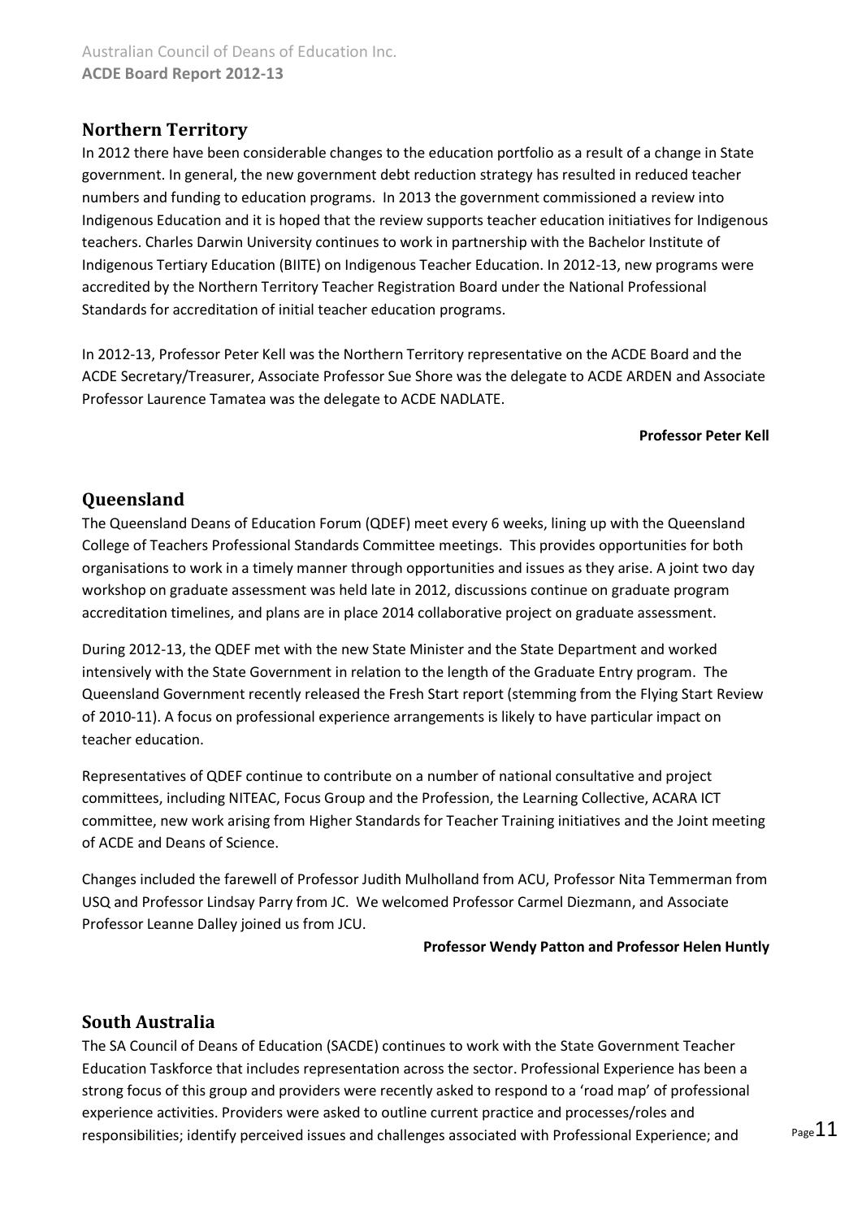## Northern Territory

In 2012 there have been considerable changes to the education portfolio as a result of a change in State government. In general, the new government debt reduction strategy has resulted in reduced teacher numbers and funding to education programs. In 2013 the government commissioned a review into Indigenous Education and it is hoped that the review supports teacher education initiatives for Indigenous teachers. Charles Darwin University continues to work in partnership with the Bachelor Institute of Indigenous Tertiary Education (BIITE) on Indigenous Teacher Education. In 2012-13, new programs were accredited by the Northern Territory Teacher Registration Board under the National Professional Standards for accreditation of initial teacher education programs.

In 2012-13, Professor Peter Kell was the Northern Territory representative on the ACDE Board and the ACDE Secretary/Treasurer, Associate Professor Sue Shore was the delegate to ACDE ARDEN and Associate Professor Laurence Tamatea was the delegate to ACDE NADLATE.

**Professor Peter Kell**

## Queensland

The Queensland Deans of Education Forum (QDEF) meet every 6 weeks, lining up with the Queensland College of Teachers Professional Standards Committee meetings. This provides opportunities for both organisations to work in a timely manner through opportunities and issues as they arise. A joint two day workshop on graduate assessment was held late in 2012, discussions continue on graduate program accreditation timelines, and plans are in place 2014 collaborative project on graduate assessment.

During 2012-13, the QDEF met with the new State Minister and the State Department and worked intensively with the State Government in relation to the length of the Graduate Entry program. The Queensland Government recently released the Fresh Start report (stemming from the Flying Start Review of 2010-11). A focus on professional experience arrangements is likely to have particular impact on teacher education.

Representatives of QDEF continue to contribute on a number of national consultative and project committees, including NITEAC, Focus Group and the Profession, the Learning Collective, ACARA ICT committee, new work arising from Higher Standards for Teacher Training initiatives and the Joint meeting of ACDE and Deans of Science.

Changes included the farewell of Professor Judith Mulholland from ACU, Professor Nita Temmerman from USQ and Professor Lindsay Parry from JC. We welcomed Professor Carmel Diezmann, and Associate Professor Leanne Dalley joined us from JCU.

**Professor Wendy Patton and Professor Helen Huntly**

## South Australia

The SA Council of Deans of Education (SACDE) continues to work with the State Government Teacher Education Taskforce that includes representation across the sector. Professional Experience has been a strong focus of this group and providers were recently asked to respond to a 'road map' of professional experience activities. Providers were asked to outline current practice and processes/roles and responsibilities; identify perceived issues and challenges associated with Professional Experience; and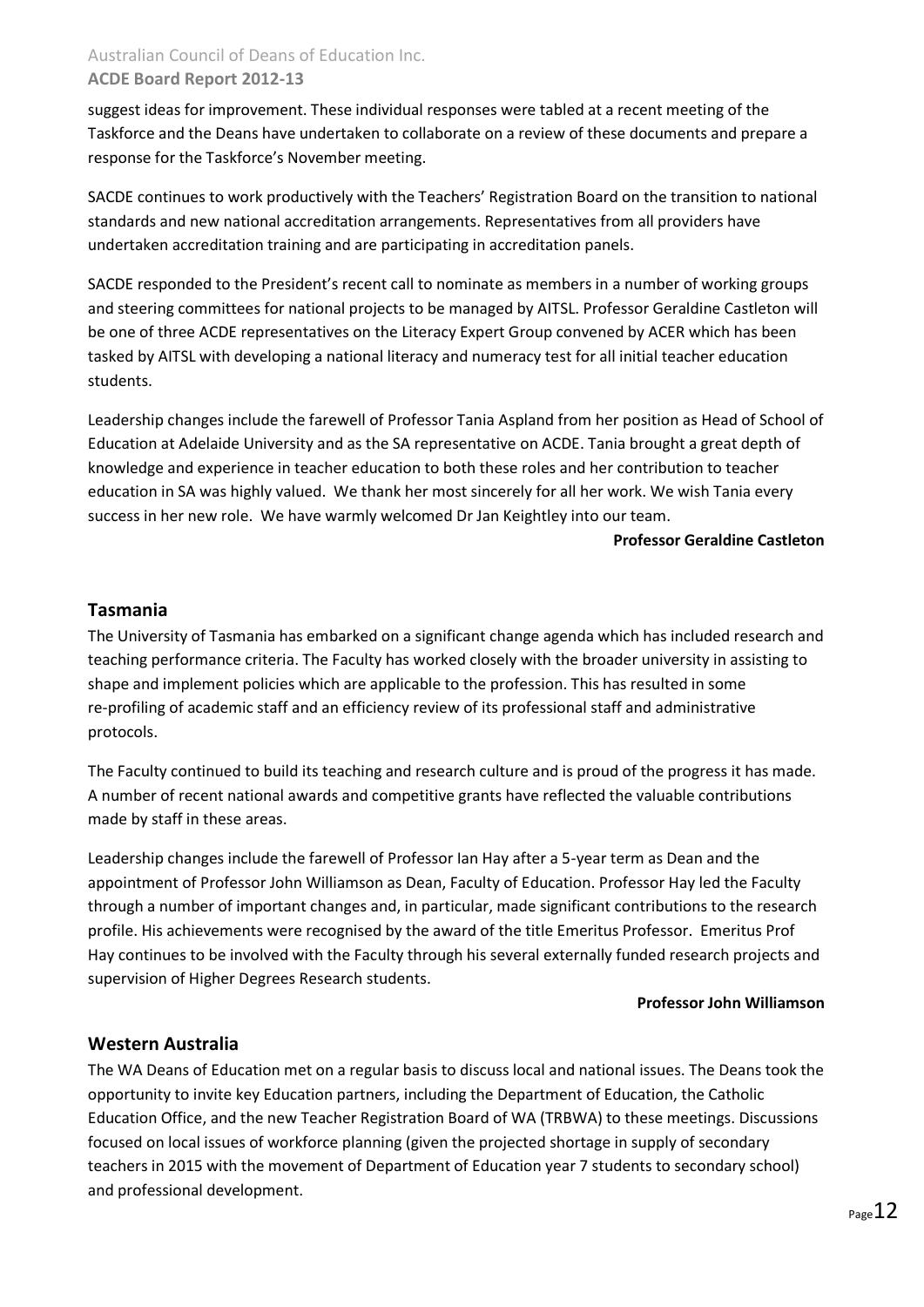suggest ideas for improvement. These individual responses were tabled at a recent meeting of the Taskforce and the Deans have undertaken to collaborate on a review of these documents and prepare a response for the Taskforce's November meeting.

SACDE continues to work productively with the Teachers' Registration Board on the transition to national standards and new national accreditation arrangements. Representatives from all providers have undertaken accreditation training and are participating in accreditation panels.

SACDE responded to the President's recent call to nominate as members in a number of working groups and steering committees for national projects to be managed by AITSL. Professor Geraldine Castleton will be one of three ACDE representatives on the Literacy Expert Group convened by ACER which has been tasked by AITSL with developing a national literacy and numeracy test for all initial teacher education students.

Leadership changes include the farewell of Professor Tania Aspland from her position as Head of School of Education at Adelaide University and as the SA representative on ACDE. Tania brought a great depth of knowledge and experience in teacher education to both these roles and her contribution to teacher education in SA was highly valued. We thank her most sincerely for all her work. We wish Tania every success in her new role. We have warmly welcomed Dr Jan Keightley into our team.

**Professor Geraldine Castleton**

## Tasmania

The University of Tasmania has embarked on a significant change agenda which has included research and teaching performance criteria. The Faculty has worked closely with the broader university in assisting to shape and implement policies which are applicable to the profession. This has resulted in some re-profiling of academic staff and an efficiency review of its professional staff and administrative protocols.

The Faculty continued to build its teaching and research culture and is proud of the progress it has made. A number of recent national awards and competitive grants have reflected the valuable contributions made by staff in these areas.

Leadership changes include the farewell of Professor Ian Hay after a 5-year term as Dean and the appointment of Professor John Williamson as Dean, Faculty of Education. Professor Hay led the Faculty through a number of important changes and, in particular, made significant contributions to the research profile. His achievements were recognised by the award of the title Emeritus Professor. Emeritus Prof Hay continues to be involved with the Faculty through his several externally funded research projects and supervision of Higher Degrees Research students.

**Professor John Williamson**

## Western Australia

The WA Deans of Education met on a regular basis to discuss local and national issues. The Deans took the opportunity to invite key Education partners, including the Department of Education, the Catholic Education Office, and the new Teacher Registration Board of WA (TRBWA) to these meetings. Discussions focused on local issues of workforce planning (given the projected shortage in supply of secondary teachers in 2015 with the movement of Department of Education year 7 students to secondary school) and professional development.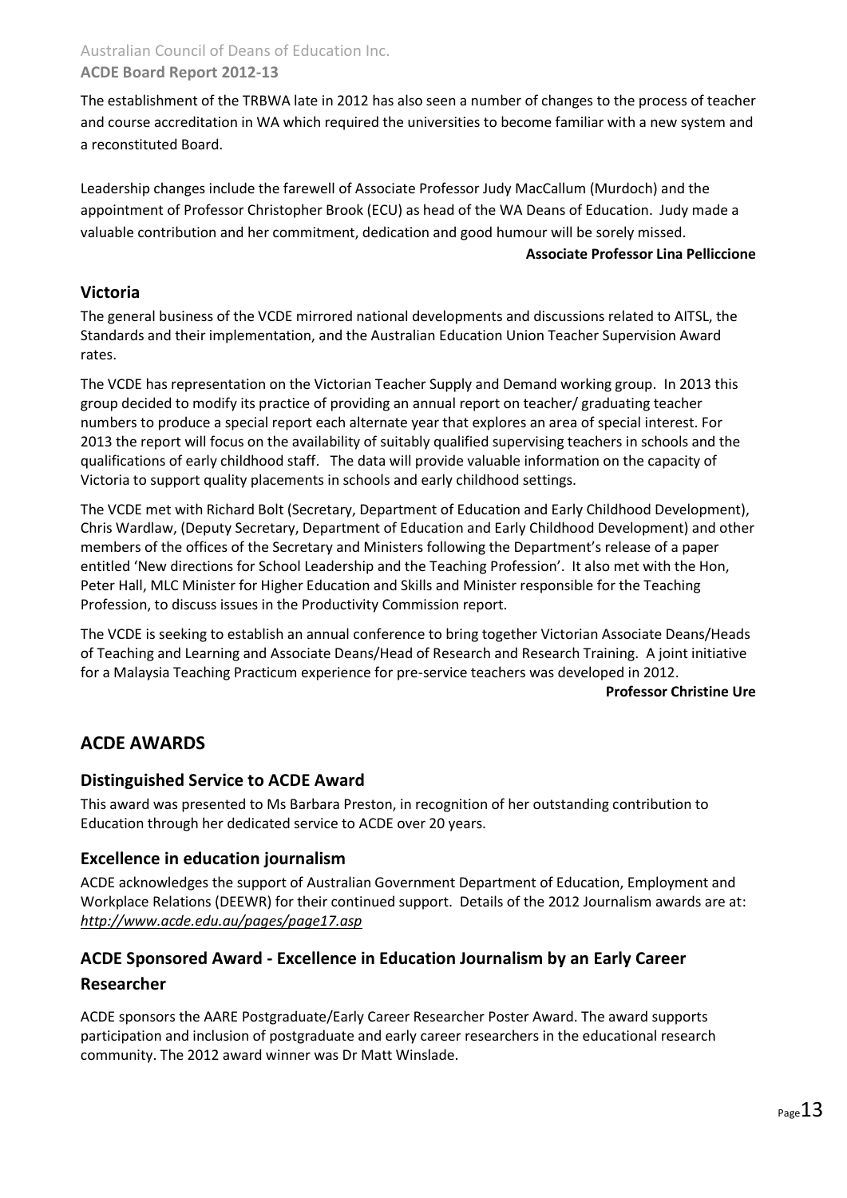The establishment of the TRBWA late in 2012 has also seen a number of changes to the process of teacher and course accreditation in WA which required the universities to become familiar with a new system and a reconstituted Board.

Leadership changes include the farewell of Associate Professor Judy MacCallum (Murdoch) and the appointment of Professor Christopher Brook (ECU) as head of the WA Deans of Education. Judy made a valuable contribution and her commitment, dedication and good humour will be sorely missed.

**Associate Professor Lina Pelliccione**

### Victoria

The general business of the VCDE mirrored national developments and discussions related to AITSL, the Standards and their implementation, and the Australian Education Union Teacher Supervision Award rates.

The VCDE has representation on the Victorian Teacher Supply and Demand working group. In 2013 this group decided to modify its practice of providing an annual report on teacher/ graduating teacher numbers to produce a special report each alternate year that explores an area of special interest. For 2013 the report will focus on the availability of suitably qualified supervising teachers in schools and the qualifications of early childhood staff. The data will provide valuable information on the capacity of Victoria to support quality placements in schools and early childhood settings.

The VCDE met with Richard Bolt (Secretary, Department of Education and Early Childhood Development), Chris Wardlaw, (Deputy Secretary, Department of Education and Early Childhood Development) and other members of the offices of the Secretary and Ministers following the Department's release of a paper entitled 'New directions for School Leadership and the Teaching Profession'. It also met with the Hon, Peter Hall, MLC Minister for Higher Education and Skills and Minister responsible for the Teaching Profession, to discuss issues in the Productivity Commission report.

The VCDE is seeking to establish an annual conference to bring together Victorian Associate Deans/Heads of Teaching and Learning and Associate Deans/Head of Research and Research Training. A joint initiative for a Malaysia Teaching Practicum experience for pre-service teachers was developed in 2012.

**Professor Christine Ure**

## ACDE AWARDS

### Distinguished Service to ACDE Award

This award was presented to Ms Barbara Preston, in recognition of her outstanding contribution to Education through her dedicated service to ACDE over 20 years.

### Excellence in education journalism

ACDE acknowledges the support of Australian Government Department of Education, Employment and Workplace Relations (DEEWR) for their continued support. Details of the 2012 Journalism awards are at: *http://www.acde.edu.au/pages/page17.asp*

### ACDE Sponsored Award - Excellence in Education Journalism by an Early Career Researcher

ACDE sponsors the AARE Postgraduate/Early Career Researcher Poster Award. The award supports participation and inclusion of postgraduate and early career researchers in the educational research community. The 2012 award winner was Dr Matt Winslade.